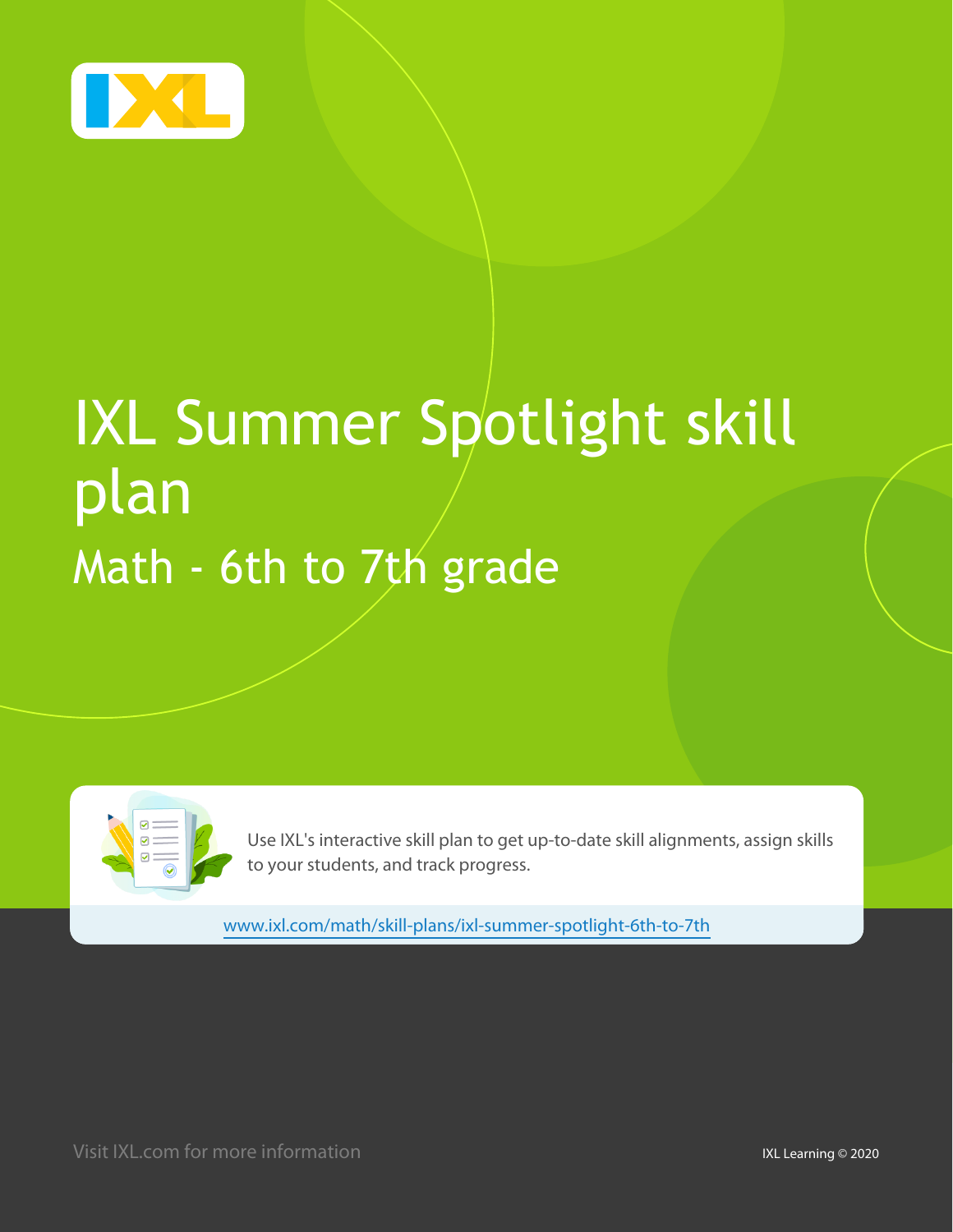# IXL Summer Spotlight skill plan

## Math - 6th to 7th grade

Use IXL's interactive skill plan to get up-to-date skill alignments, assign skills to your students, and track progress.

www.ixl.com/math/skill-plans/ixl-summer-spotlight-6th-to-7th

Visit IXL.com for more information

IXL Learning © 2020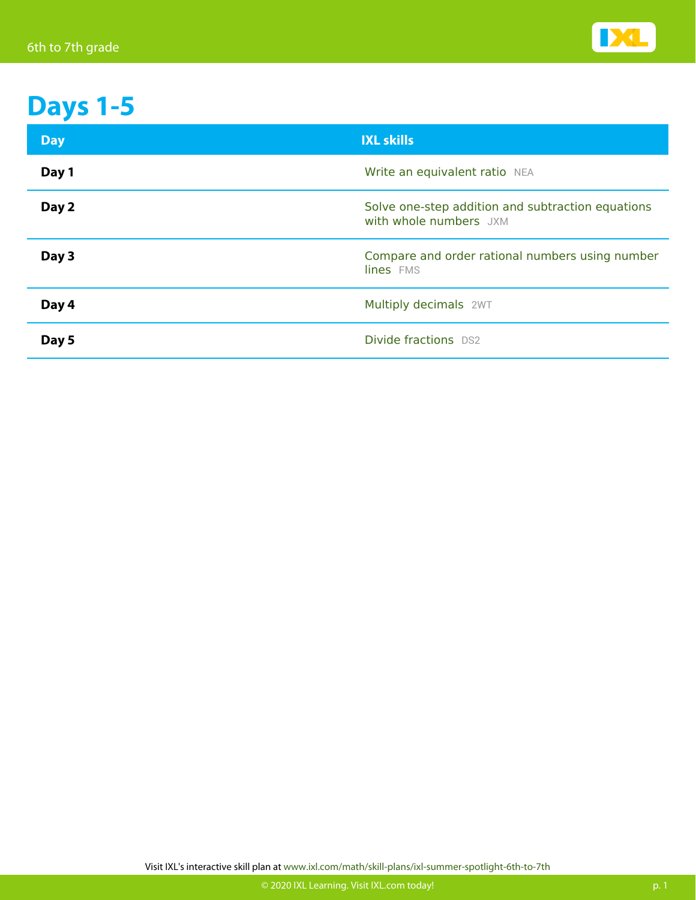# Days 1-5

| Day | IXL skills |
|---|---|
| **Day 1** | Write an equivalent ratio NEA |
| **Day 2** | Solve one-step addition and subtraction equations with whole numbers JXM |
| **Day 3** | Compare and order rational numbers using number lines FMS |
| **Day 4** | Multiply decimals 2WT |
| **Day 5** | Divide fractions DS2 |

Visit IXL's interactive skill plan at www.ixl.com/math/skill-plans/ixl-summer-spotlight-6th-to-7th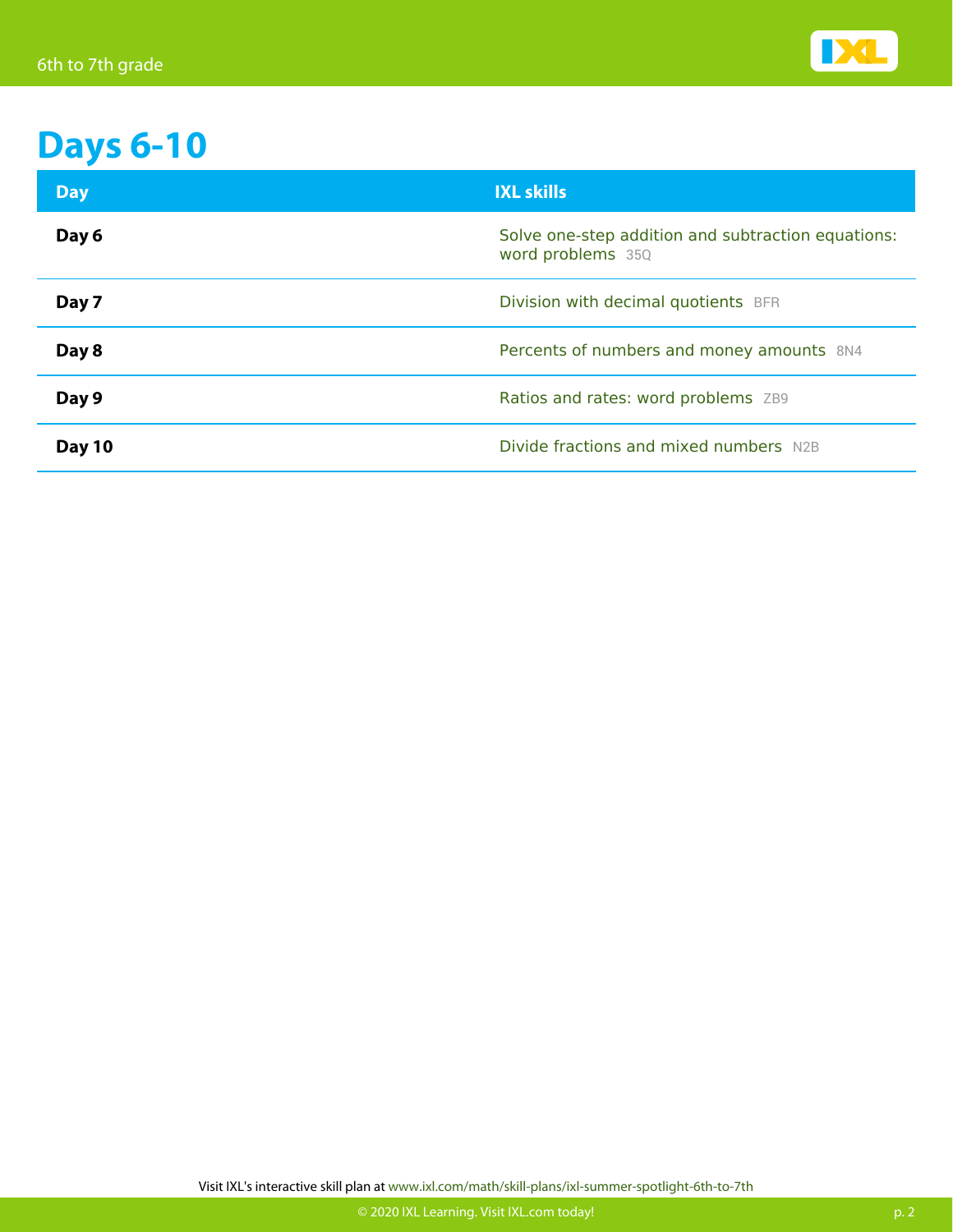# Days 6-10

| Day | IXL skills |
| --- | --- |
| **Day 6** | Solve one-step addition and subtraction equations: word problems 35Q |
| **Day 7** | Division with decimal quotients BFR |
| **Day 8** | Percents of numbers and money amounts 8N4 |
| **Day 9** | Ratios and rates: word problems ZB9 |
| **Day 10** | Divide fractions and mixed numbers N2B |

Visit IXL's interactive skill plan at www.ixl.com/math/skill-plans/ixl-summer-spotlight-6th-to-7th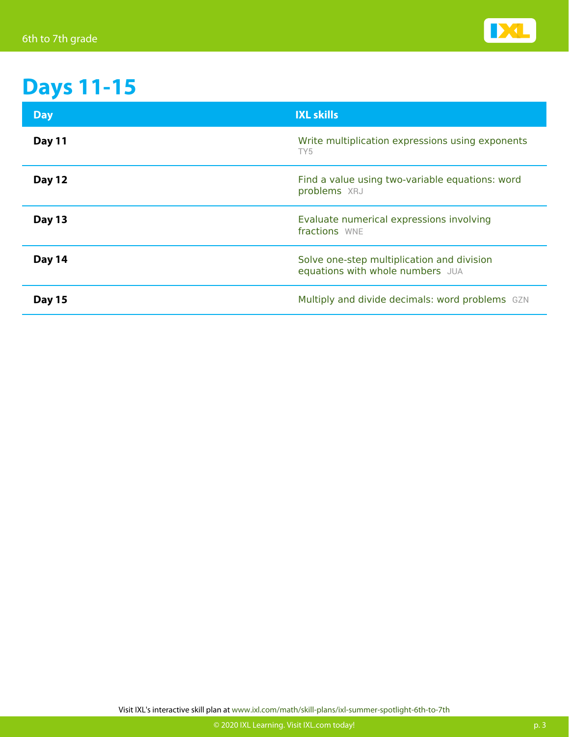# Days 11-15

| Day | IXL skills |
| --- | --- |
| **Day 11** | Write multiplication expressions using exponents TY5 |
| **Day 12** | Find a value using two-variable equations: word problems XRJ |
| **Day 13** | Evaluate numerical expressions involving fractions WNE |
| **Day 14** | Solve one-step multiplication and division equations with whole numbers JUA |
| **Day 15** | Multiply and divide decimals: word problems GZN |

Visit IXL's interactive skill plan at www.ixl.com/math/skill-plans/ixl-summer-spotlight-6th-to-7th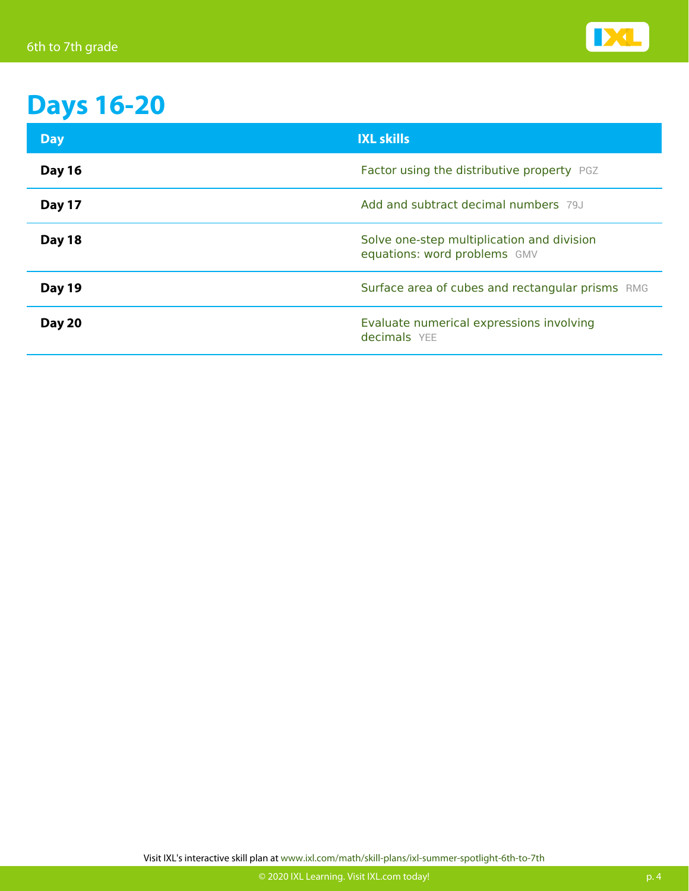# Days 16-20

| Day | IXL skills |
| --- | --- |
| **Day 16** | Factor using the distributive property PGZ |
| **Day 17** | Add and subtract decimal numbers 79J |
| **Day 18** | Solve one-step multiplication and division equations: word problems GMV |
| **Day 19** | Surface area of cubes and rectangular prisms RMG |
| **Day 20** | Evaluate numerical expressions involving decimals YEE |

Visit IXL's interactive skill plan at www.ixl.com/math/skill-plans/ixl-summer-spotlight-6th-to-7th